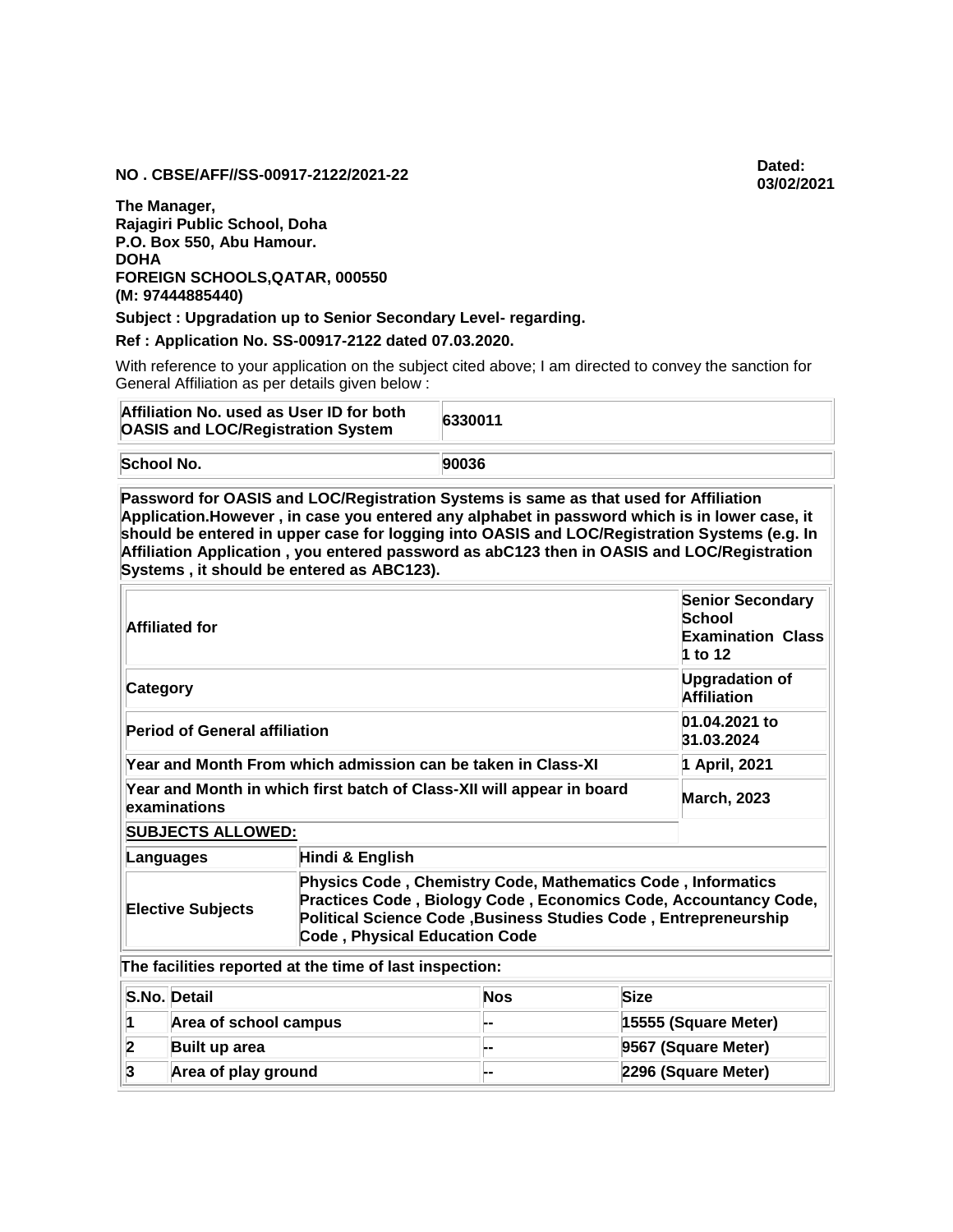**NO . CBSE/AFF//SS-00917-2122/2021-22** **Dated: 03/02/2021**

**The Manager,**
**Rajagiri Public School, Doha**
**P.O. Box 550, Abu Hamour.**
**DOHA**
**FOREIGN SCHOOLS,QATAR, 000550**
**(M: 97444885440)**

**Subject : Upgradation up to Senior Secondary Level- regarding.**

**Ref : Application No. SS-00917-2122 dated 07.03.2020.**

With reference to your application on the subject cited above; I am directed to convey the sanction for General Affiliation as per details given below :

| **Affiliation No. used as User ID for both OASIS and LOC/Registration System** | **6330011** |
|---|---|
| **School No.** | **90036** |

**Password for OASIS and LOC/Registration Systems is same as that used for Affiliation Application.However , in case you entered any alphabet in password which is in lower case, it should be entered in upper case for logging into OASIS and LOC/Registration Systems (e.g. In Affiliation Application , you entered password as abC123 then in OASIS and LOC/Registration Systems , it should be entered as ABC123).**

| | | |
|---|---|---|
| **Affiliated for** | | **Senior Secondary School Examination Class 1 to 12** |
| **Category** | | **Upgradation of Affiliation** |
| **Period of General affiliation** | | **01.04.2021 to 31.03.2024** |
| **Year and Month From which admission can be taken in Class-XI** | | **1 April, 2021** |
| **Year and Month in which first batch of Class-XII will appear in board examinations** | | **March, 2023** |
| **SUBJECTS ALLOWED:** | | |
| **Languages** | **Hindi & English** | |
| **Elective Subjects** | **Physics Code , Chemistry Code, Mathematics Code , Informatics Practices Code , Biology Code , Economics Code, Accountancy Code, Political Science Code ,Business Studies Code , Entrepreneurship Code , Physical Education Code** | |

**The facilities reported at the time of last inspection:**

| **S.No.** | **Detail** | **Nos** | **Size** |
|---|---|---|---|
| **1** | **Area of school campus** | **--** | **15555 (Square Meter)** |
| **2** | **Built up area** | **--** | **9567 (Square Meter)** |
| **3** | **Area of play ground** | **--** | **2296 (Square Meter)** |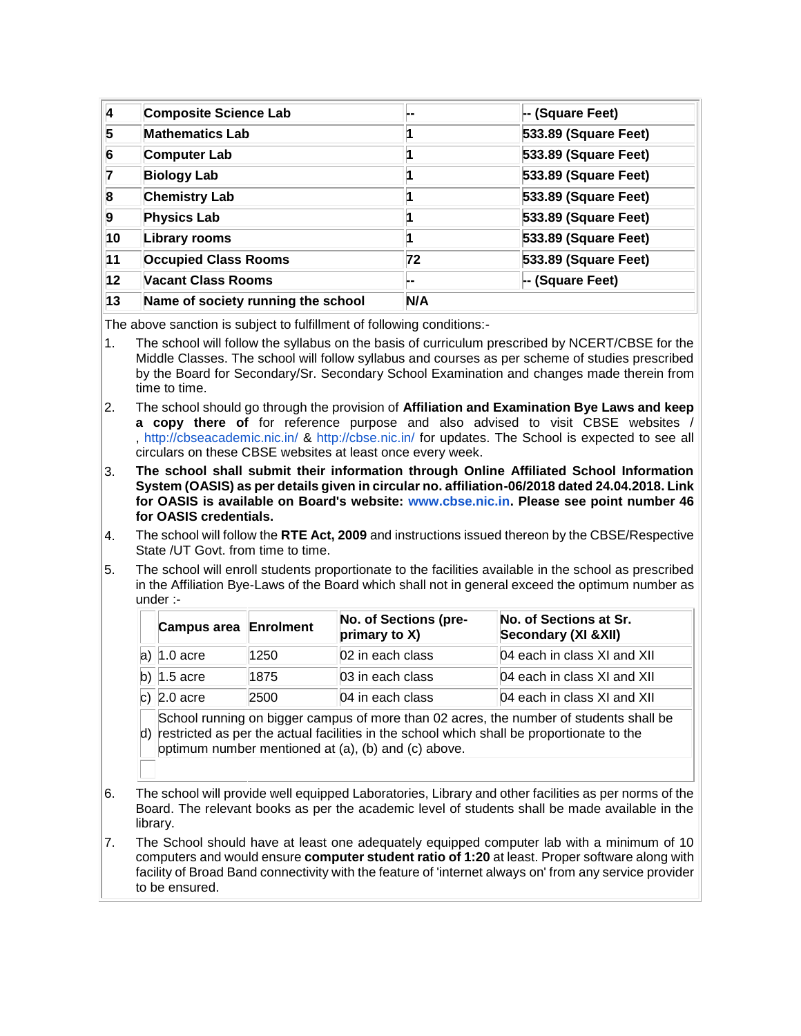| 4 | **Composite Science Lab** | -- | -- (Square Feet) |
|---|---|---|---|
| 5 | **Mathematics Lab** | 1 | 533.89 (Square Feet) |
| 6 | **Computer Lab** | 1 | 533.89 (Square Feet) |
| 7 | **Biology Lab** | 1 | 533.89 (Square Feet) |
| 8 | **Chemistry Lab** | 1 | 533.89 (Square Feet) |
| 9 | **Physics Lab** | 1 | 533.89 (Square Feet) |
| 10 | **Library rooms** | 1 | 533.89 (Square Feet) |
| 11 | **Occupied Class Rooms** | 72 | 533.89 (Square Feet) |
| 12 | **Vacant Class Rooms** | -- | -- (Square Feet) |
| 13 | **Name of society running the school** | N/A | |

The above sanction is subject to fulfillment of following conditions:-

1. The school will follow the syllabus on the basis of curriculum prescribed by NCERT/CBSE for the Middle Classes. The school will follow syllabus and courses as per scheme of studies prescribed by the Board for Secondary/Sr. Secondary School Examination and changes made therein from time to time.
2. The school should go through the provision of **Affiliation and Examination Bye Laws and keep a copy there of** for reference purpose and also advised to visit CBSE websites / , http://cbseacademic.nic.in/ & http://cbse.nic.in/ for updates. The School is expected to see all circulars on these CBSE websites at least once every week.
3. **The school shall submit their information through Online Affiliated School Information System (OASIS) as per details given in circular no. affiliation-06/2018 dated 24.04.2018. Link for OASIS is available on Board's website: www.cbse.nic.in. Please see point number 46 for OASIS credentials.**
4. The school will follow the **RTE Act, 2009** and instructions issued thereon by the CBSE/Respective State /UT Govt. from time to time.
5. The school will enroll students proportionate to the facilities available in the school as prescribed in the Affiliation Bye-Laws of the Board which shall not in general exceed the optimum number as under :-

| | Campus area | Enrolment | No. of Sections (pre-primary to X) | No. of Sections at Sr. Secondary (XI &XII) |
|---|---|---|---|---|
| a) | 1.0 acre | 1250 | 02 in each class | 04 each in class XI and XII |
| b) | 1.5 acre | 1875 | 03 in each class | 04 each in class XI and XII |
| c) | 2.0 acre | 2500 | 04 in each class | 04 each in class XI and XII |
| d) | School running on bigger campus of more than 02 acres, the number of students shall be restricted as per the actual facilities in the school which shall be proportionate to the optimum number mentioned at (a), (b) and (c) above. | | | |

6. The school will provide well equipped Laboratories, Library and other facilities as per norms of the Board. The relevant books as per the academic level of students shall be made available in the library.
7. The School should have at least one adequately equipped computer lab with a minimum of 10 computers and would ensure **computer student ratio of 1:20** at least. Proper software along with facility of Broad Band connectivity with the feature of 'internet always on' from any service provider to be ensured.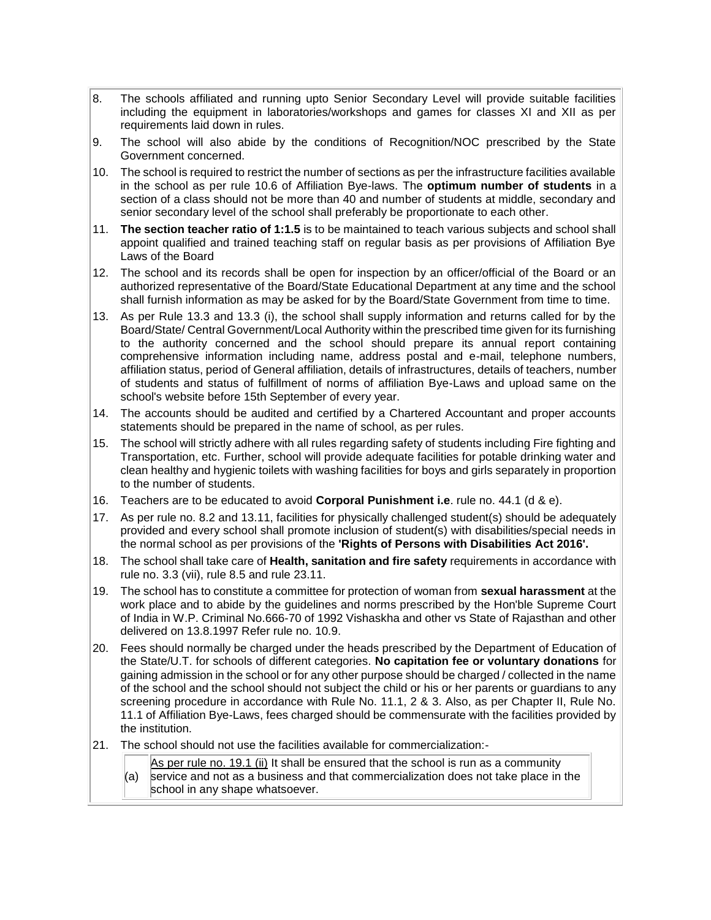8. The schools affiliated and running upto Senior Secondary Level will provide suitable facilities including the equipment in laboratories/workshops and games for classes XI and XII as per requirements laid down in rules.

9. The school will also abide by the conditions of Recognition/NOC prescribed by the State Government concerned.

10. The school is required to restrict the number of sections as per the infrastructure facilities available in the school as per rule 10.6 of Affiliation Bye-laws. The **optimum number of students** in a section of a class should not be more than 40 and number of students at middle, secondary and senior secondary level of the school shall preferably be proportionate to each other.

11. **The section teacher ratio of 1:1.5** is to be maintained to teach various subjects and school shall appoint qualified and trained teaching staff on regular basis as per provisions of Affiliation Bye Laws of the Board

12. The school and its records shall be open for inspection by an officer/official of the Board or an authorized representative of the Board/State Educational Department at any time and the school shall furnish information as may be asked for by the Board/State Government from time to time.

13. As per Rule 13.3 and 13.3 (i), the school shall supply information and returns called for by the Board/State/ Central Government/Local Authority within the prescribed time given for its furnishing to the authority concerned and the school should prepare its annual report containing comprehensive information including name, address postal and e-mail, telephone numbers, affiliation status, period of General affiliation, details of infrastructures, details of teachers, number of students and status of fulfillment of norms of affiliation Bye-Laws and upload same on the school's website before 15th September of every year.

14. The accounts should be audited and certified by a Chartered Accountant and proper accounts statements should be prepared in the name of school, as per rules.

15. The school will strictly adhere with all rules regarding safety of students including Fire fighting and Transportation, etc. Further, school will provide adequate facilities for potable drinking water and clean healthy and hygienic toilets with washing facilities for boys and girls separately in proportion to the number of students.

16. Teachers are to be educated to avoid **Corporal Punishment i.e**. rule no. 44.1 (d & e).

17. As per rule no. 8.2 and 13.11, facilities for physically challenged student(s) should be adequately provided and every school shall promote inclusion of student(s) with disabilities/special needs in the normal school as per provisions of the **'Rights of Persons with Disabilities Act 2016'.**

18. The school shall take care of **Health, sanitation and fire safety** requirements in accordance with rule no. 3.3 (vii), rule 8.5 and rule 23.11.

19. The school has to constitute a committee for protection of woman from **sexual harassment** at the work place and to abide by the guidelines and norms prescribed by the Hon'ble Supreme Court of India in W.P. Criminal No.666-70 of 1992 Vishaskha and other vs State of Rajasthan and other delivered on 13.8.1997 Refer rule no. 10.9.

20. Fees should normally be charged under the heads prescribed by the Department of Education of the State/U.T. for schools of different categories. **No capitation fee or voluntary donations** for gaining admission in the school or for any other purpose should be charged / collected in the name of the school and the school should not subject the child or his or her parents or guardians to any screening procedure in accordance with Rule No. 11.1, 2 & 3. Also, as per Chapter II, Rule No. 11.1 of Affiliation Bye-Laws, fees charged should be commensurate with the facilities provided by the institution.

21. The school should not use the facilities available for commercialization:-

    (a) As per rule no. 19.1 (ii) It shall be ensured that the school is run as a community service and not as a business and that commercialization does not take place in the school in any shape whatsoever.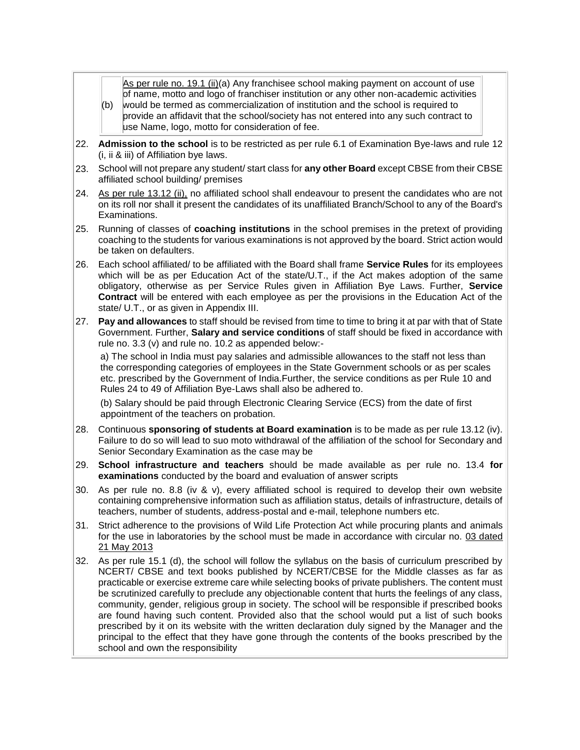(b) As per rule no. 19.1 (ii)(a) Any franchisee school making payment on account of use of name, motto and logo of franchiser institution or any other non-academic activities would be termed as commercialization of institution and the school is required to provide an affidavit that the school/society has not entered into any such contract to use Name, logo, motto for consideration of fee.

22. **Admission to the school** is to be restricted as per rule 6.1 of Examination Bye-laws and rule 12 (i, ii & iii) of Affiliation bye laws.

23. School will not prepare any student/ start class for **any other Board** except CBSE from their CBSE affiliated school building/ premises

24. As per rule 13.12 (ii), no affiliated school shall endeavour to present the candidates who are not on its roll nor shall it present the candidates of its unaffiliated Branch/School to any of the Board's Examinations.

25. Running of classes of **coaching institutions** in the school premises in the pretext of providing coaching to the students for various examinations is not approved by the board. Strict action would be taken on defaulters.

26. Each school affiliated/ to be affiliated with the Board shall frame **Service Rules** for its employees which will be as per Education Act of the state/U.T., if the Act makes adoption of the same obligatory, otherwise as per Service Rules given in Affiliation Bye Laws. Further, **Service Contract** will be entered with each employee as per the provisions in the Education Act of the state/ U.T., or as given in Appendix III.

27. **Pay and allowances** to staff should be revised from time to time to bring it at par with that of State Government. Further, **Salary and service conditions** of staff should be fixed in accordance with rule no. 3.3 (v) and rule no. 10.2 as appended below:-

    a) The school in India must pay salaries and admissible allowances to the staff not less than the corresponding categories of employees in the State Government schools or as per scales etc. prescribed by the Government of India.Further, the service conditions as per Rule 10 and Rules 24 to 49 of Affiliation Bye-Laws shall also be adhered to.

    (b) Salary should be paid through Electronic Clearing Service (ECS) from the date of first appointment of the teachers on probation.

28. Continuous **sponsoring of students at Board examination** is to be made as per rule 13.12 (iv). Failure to do so will lead to suo moto withdrawal of the affiliation of the school for Secondary and Senior Secondary Examination as the case may be

29. **School infrastructure and teachers** should be made available as per rule no. 13.4 **for examinations** conducted by the board and evaluation of answer scripts

30. As per rule no. 8.8 (iv & v), every affiliated school is required to develop their own website containing comprehensive information such as affiliation status, details of infrastructure, details of teachers, number of students, address-postal and e-mail, telephone numbers etc.

31. Strict adherence to the provisions of Wild Life Protection Act while procuring plants and animals for the use in laboratories by the school must be made in accordance with circular no. 03 dated 21 May 2013

32. As per rule 15.1 (d), the school will follow the syllabus on the basis of curriculum prescribed by NCERT/ CBSE and text books published by NCERT/CBSE for the Middle classes as far as practicable or exercise extreme care while selecting books of private publishers. The content must be scrutinized carefully to preclude any objectionable content that hurts the feelings of any class, community, gender, religious group in society. The school will be responsible if prescribed books are found having such content. Provided also that the school would put a list of such books prescribed by it on its website with the written declaration duly signed by the Manager and the principal to the effect that they have gone through the contents of the books prescribed by the school and own the responsibility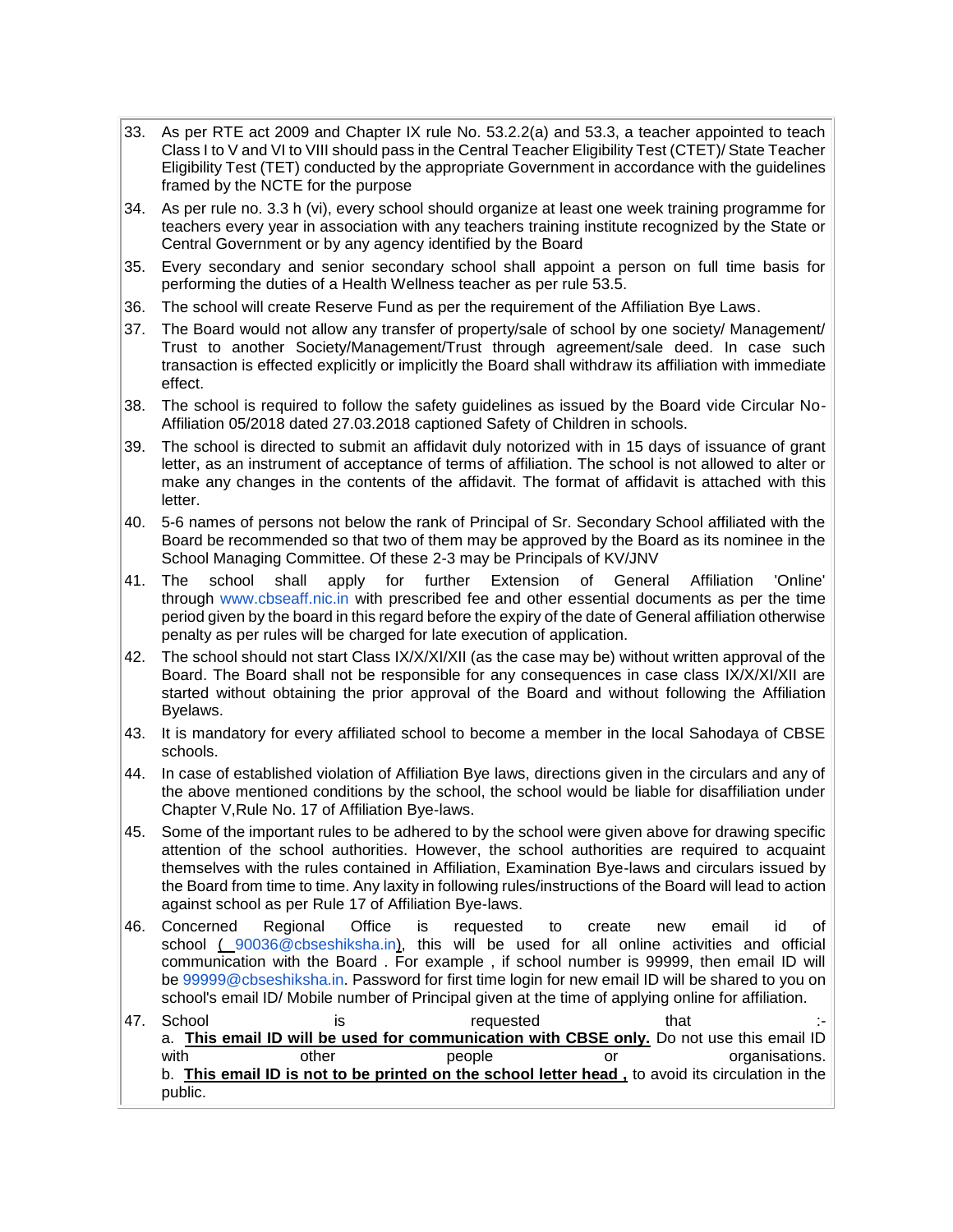33. As per RTE act 2009 and Chapter IX rule No. 53.2.2(a) and 53.3, a teacher appointed to teach Class I to V and VI to VIII should pass in the Central Teacher Eligibility Test (CTET)/ State Teacher Eligibility Test (TET) conducted by the appropriate Government in accordance with the guidelines framed by the NCTE for the purpose

34. As per rule no. 3.3 h (vi), every school should organize at least one week training programme for teachers every year in association with any teachers training institute recognized by the State or Central Government or by any agency identified by the Board

35. Every secondary and senior secondary school shall appoint a person on full time basis for performing the duties of a Health Wellness teacher as per rule 53.5.

36. The school will create Reserve Fund as per the requirement of the Affiliation Bye Laws.

37. The Board would not allow any transfer of property/sale of school by one society/ Management/ Trust to another Society/Management/Trust through agreement/sale deed. In case such transaction is effected explicitly or implicitly the Board shall withdraw its affiliation with immediate effect.

38. The school is required to follow the safety guidelines as issued by the Board vide Circular No-Affiliation 05/2018 dated 27.03.2018 captioned Safety of Children in schools.

39. The school is directed to submit an affidavit duly notorized with in 15 days of issuance of grant letter, as an instrument of acceptance of terms of affiliation. The school is not allowed to alter or make any changes in the contents of the affidavit. The format of affidavit is attached with this letter.

40. 5-6 names of persons not below the rank of Principal of Sr. Secondary School affiliated with the Board be recommended so that two of them may be approved by the Board as its nominee in the School Managing Committee. Of these 2-3 may be Principals of KV/JNV

41. The school shall apply for further Extension of General Affiliation 'Online' through www.cbseaff.nic.in with prescribed fee and other essential documents as per the time period given by the board in this regard before the expiry of the date of General affiliation otherwise penalty as per rules will be charged for late execution of application.

42. The school should not start Class IX/X/XI/XII (as the case may be) without written approval of the Board. The Board shall not be responsible for any consequences in case class IX/X/XI/XII are started without obtaining the prior approval of the Board and without following the Affiliation Byelaws.

43. It is mandatory for every affiliated school to become a member in the local Sahodaya of CBSE schools.

44. In case of established violation of Affiliation Bye laws, directions given in the circulars and any of the above mentioned conditions by the school, the school would be liable for disaffiliation under Chapter V,Rule No. 17 of Affiliation Bye-laws.

45. Some of the important rules to be adhered to by the school were given above for drawing specific attention of the school authorities. However, the school authorities are required to acquaint themselves with the rules contained in Affiliation, Examination Bye-laws and circulars issued by the Board from time to time. Any laxity in following rules/instructions of the Board will lead to action against school as per Rule 17 of Affiliation Bye-laws.

46. Concerned Regional Office is requested to create new email id of school ( 90036@cbseshiksha.in), this will be used for all online activities and official communication with the Board . For example , if school number is 99999, then email ID will be 99999@cbseshiksha.in. Password for first time login for new email ID will be shared to you on school's email ID/ Mobile number of Principal given at the time of applying online for affiliation.

47. School is requested that :-
    a. **This email ID will be used for communication with CBSE only.** Do not use this email ID with other people or organisations.
    b. **This email ID is not to be printed on the school letter head ,** to avoid its circulation in the public.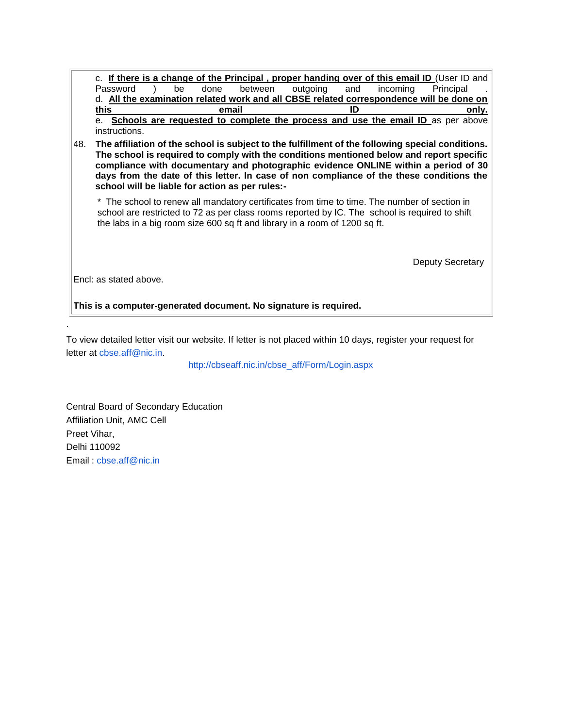c. **If there is a change of the Principal , proper handing over of this email ID** (User ID and Password ) be done between outgoing and incoming Principal .

d. **All the examination related work and all CBSE related correspondence will be done on this email ID only.**

e. **Schools are requested to complete the process and use the email ID** as per above instructions.

48. **The affiliation of the school is subject to the fulfillment of the following special conditions. The school is required to comply with the conditions mentioned below and report specific compliance with documentary and photographic evidence ONLINE within a period of 30 days from the date of this letter. In case of non compliance of the these conditions the school will be liable for action as per rules:-**

* The school to renew all mandatory certificates from time to time. The number of section in school are restricted to 72 as per class rooms reported by IC. The school is required to shift the labs in a big room size 600 sq ft and library in a room of 1200 sq ft.

Deputy Secretary

Encl: as stated above.

**This is a computer-generated document. No signature is required.**

.

To view detailed letter visit our website. If letter is not placed within 10 days, register your request for letter at cbse.aff@nic.in.

http://cbseaff.nic.in/cbse_aff/Form/Login.aspx

Central Board of Secondary Education
Affiliation Unit, AMC Cell
Preet Vihar,
Delhi 110092
Email : cbse.aff@nic.in